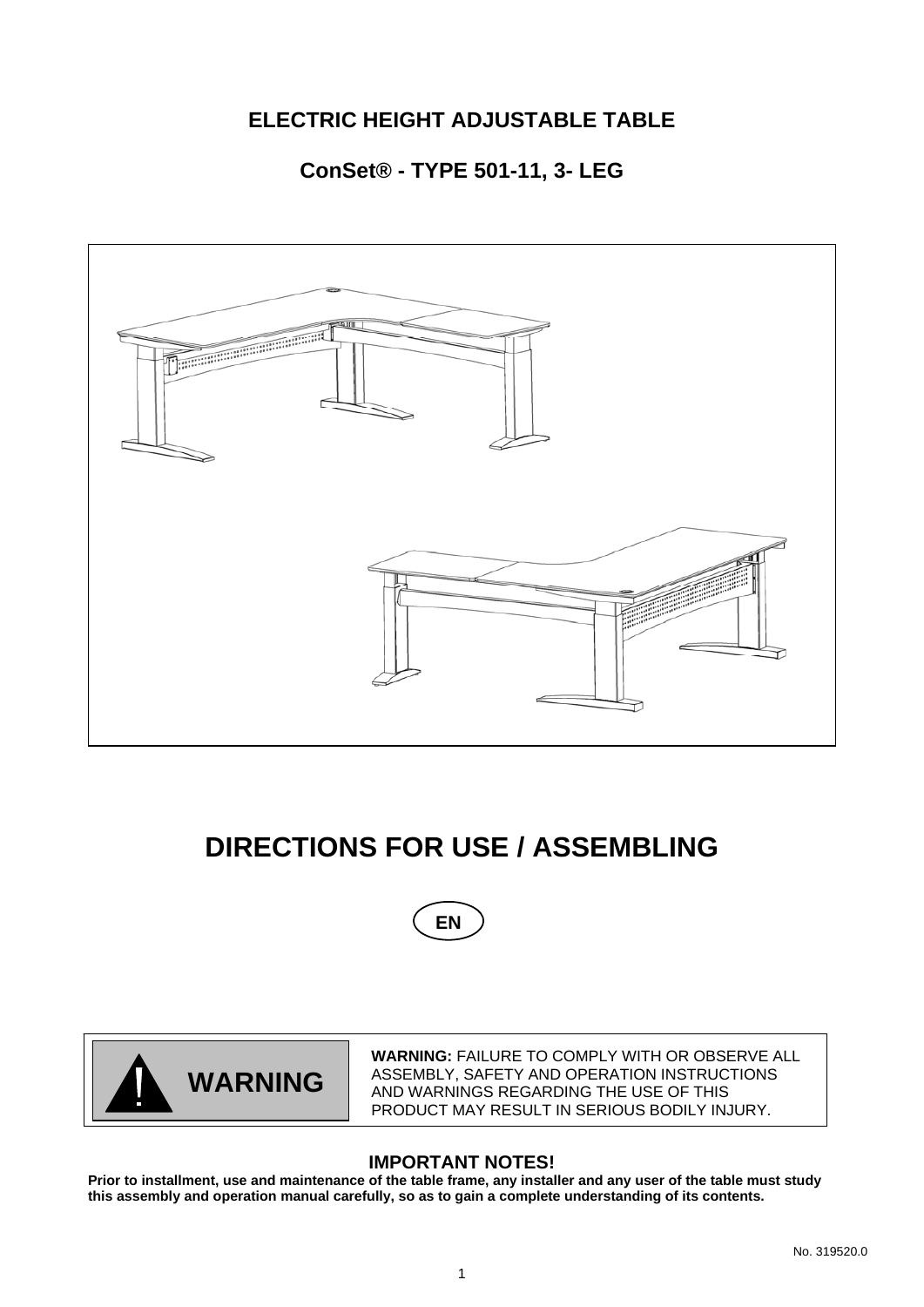# ELECTRIC HEIGHT ADJUSTABLE TABLE

## ConSet® - TYPE 501-11, 3- LEG

# DIRECTIONS FOR USE / ASSEMBLING

EN

**WARNING**

**WARNING:** FAILURE TO COMPLY WITH OR OBSERVE ALL ASSEMBLY, SAFETY AND OPERATION INSTRUCTIONS AND WARNINGS REGARDING THE USE OF THIS PRODUCT MAY RESULT IN SERIOUS BODILY INJURY.

**IMPORTANT NOTES!**

**Prior to installment, use and maintenance of the table frame, any installer and any user of the table must study this assembly and operation manual carefully, so as to gain a complete understanding of its contents.**

No. 319520.0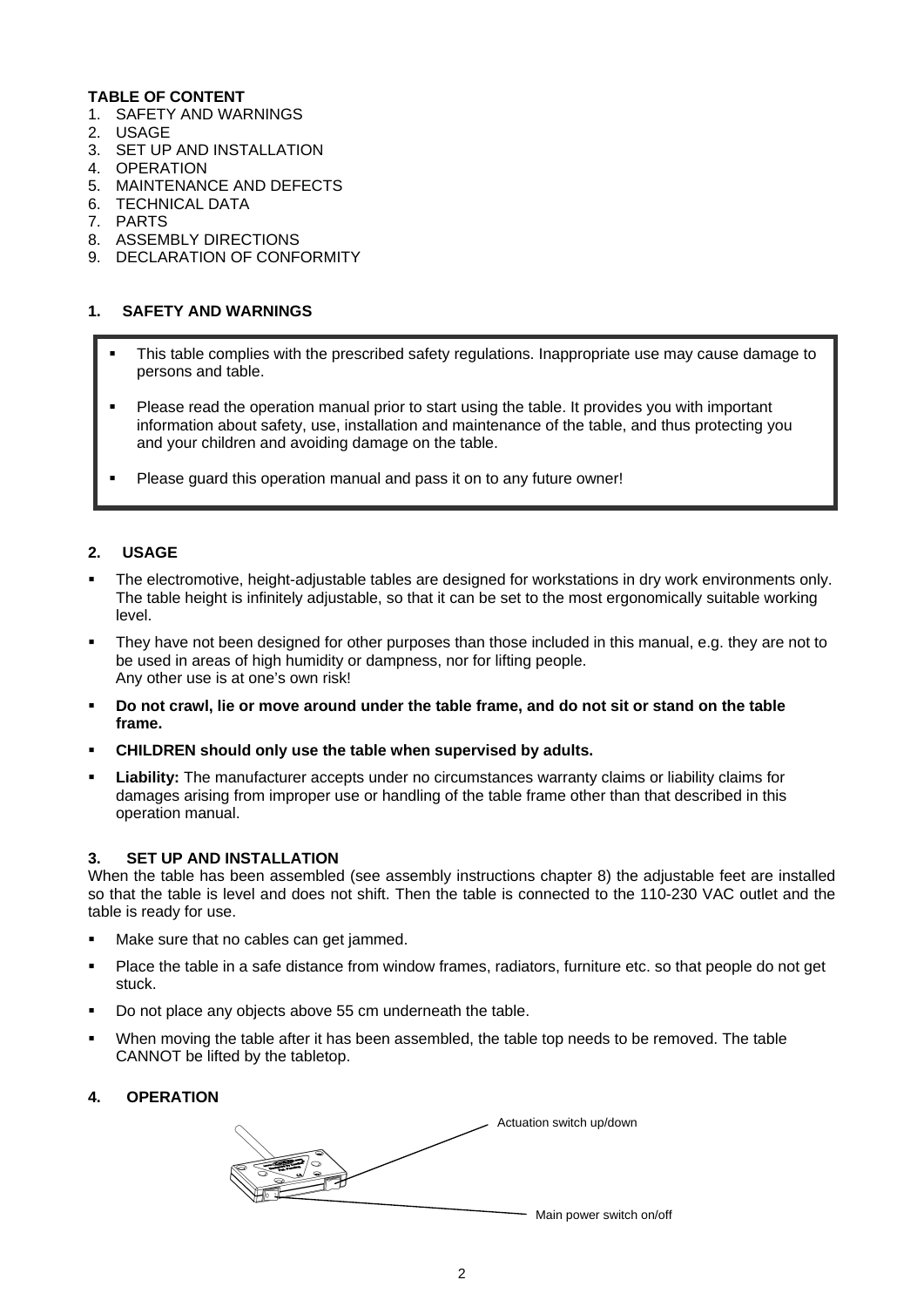**TABLE OF CONTENT**

1. SAFETY AND WARNINGS
2. USAGE
3. SET UP AND INSTALLATION
4. OPERATION
5. MAINTENANCE AND DEFECTS
6. TECHNICAL DATA
7. PARTS
8. ASSEMBLY DIRECTIONS
9. DECLARATION OF CONFORMITY

## 1. SAFETY AND WARNINGS

- This table complies with the prescribed safety regulations. Inappropriate use may cause damage to persons and table.
- Please read the operation manual prior to start using the table. It provides you with important information about safety, use, installation and maintenance of the table, and thus protecting you and your children and avoiding damage on the table.
- Please guard this operation manual and pass it on to any future owner!

## 2. USAGE

- The electromotive, height-adjustable tables are designed for workstations in dry work environments only. The table height is infinitely adjustable, so that it can be set to the most ergonomically suitable working level.
- They have not been designed for other purposes than those included in this manual, e.g. they are not to be used in areas of high humidity or dampness, nor for lifting people.
  Any other use is at one's own risk!
- **Do not crawl, lie or move around under the table frame, and do not sit or stand on the table frame.**
- **CHILDREN should only use the table when supervised by adults.**
- **Liability:** The manufacturer accepts under no circumstances warranty claims or liability claims for damages arising from improper use or handling of the table frame other than that described in this operation manual.

## 3. SET UP AND INSTALLATION

When the table has been assembled (see assembly instructions chapter 8) the adjustable feet are installed so that the table is level and does not shift. Then the table is connected to the 110-230 VAC outlet and the table is ready for use.

- Make sure that no cables can get jammed.
- Place the table in a safe distance from window frames, radiators, furniture etc. so that people do not get stuck.
- Do not place any objects above 55 cm underneath the table.
- When moving the table after it has been assembled, the table top needs to be removed. The table CANNOT be lifted by the tabletop.

## 4. OPERATION

Actuation switch up/down

Main power switch on/off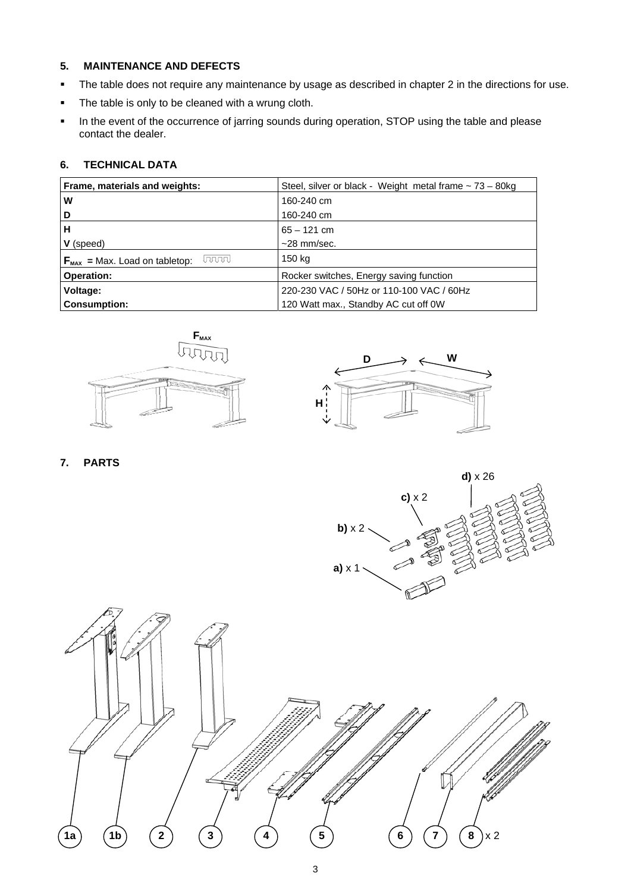## 5. MAINTENANCE AND DEFECTS

- The table does not require any maintenance by usage as described in chapter 2 in the directions for use.
- The table is only to be cleaned with a wrung cloth.
- In the event of the occurrence of jarring sounds during operation, STOP using the table and please contact the dealer.

## 6. TECHNICAL DATA

| Frame, materials and weights: | Steel, silver or black - Weight metal frame ~ 73 – 80kg |
|---|---|
| W<br>D | 160-240 cm<br>160-240 cm |
| H<br>V (speed) | 65 – 121 cm<br>~28 mm/sec. |
| $F_{MAX}$ = Max. Load on tabletop: | 150 kg |
| Operation: | Rocker switches, Energy saving function |
| Voltage:<br>Consumption: | 220-230 VAC / 50Hz or 110-100 VAC / 60Hz<br>120 Watt max., Standby AC cut off 0W |

## 7. PARTS

a) x 1

b) x 2

c) x 2

d) x 26

1a 1b 2 3 4 5 6 7 8 x 2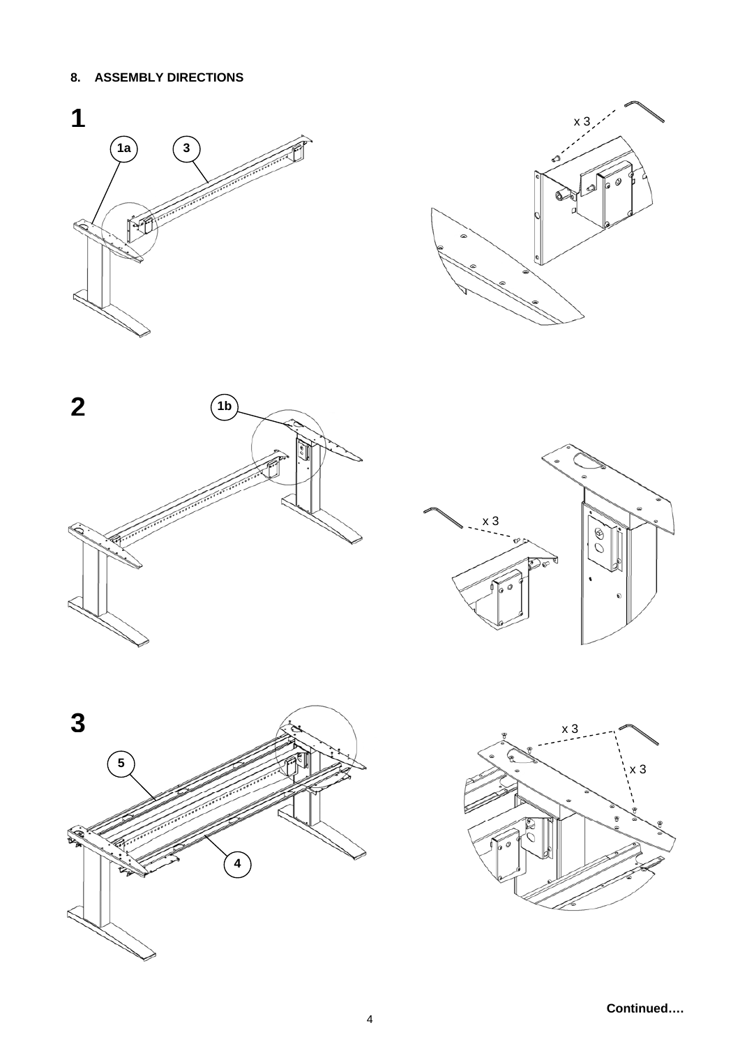**8. ASSEMBLY DIRECTIONS**

**1**

1a

3

x 3

**2**

1b

x 3

**3**

5

4

x 3

x 3

**Continued….**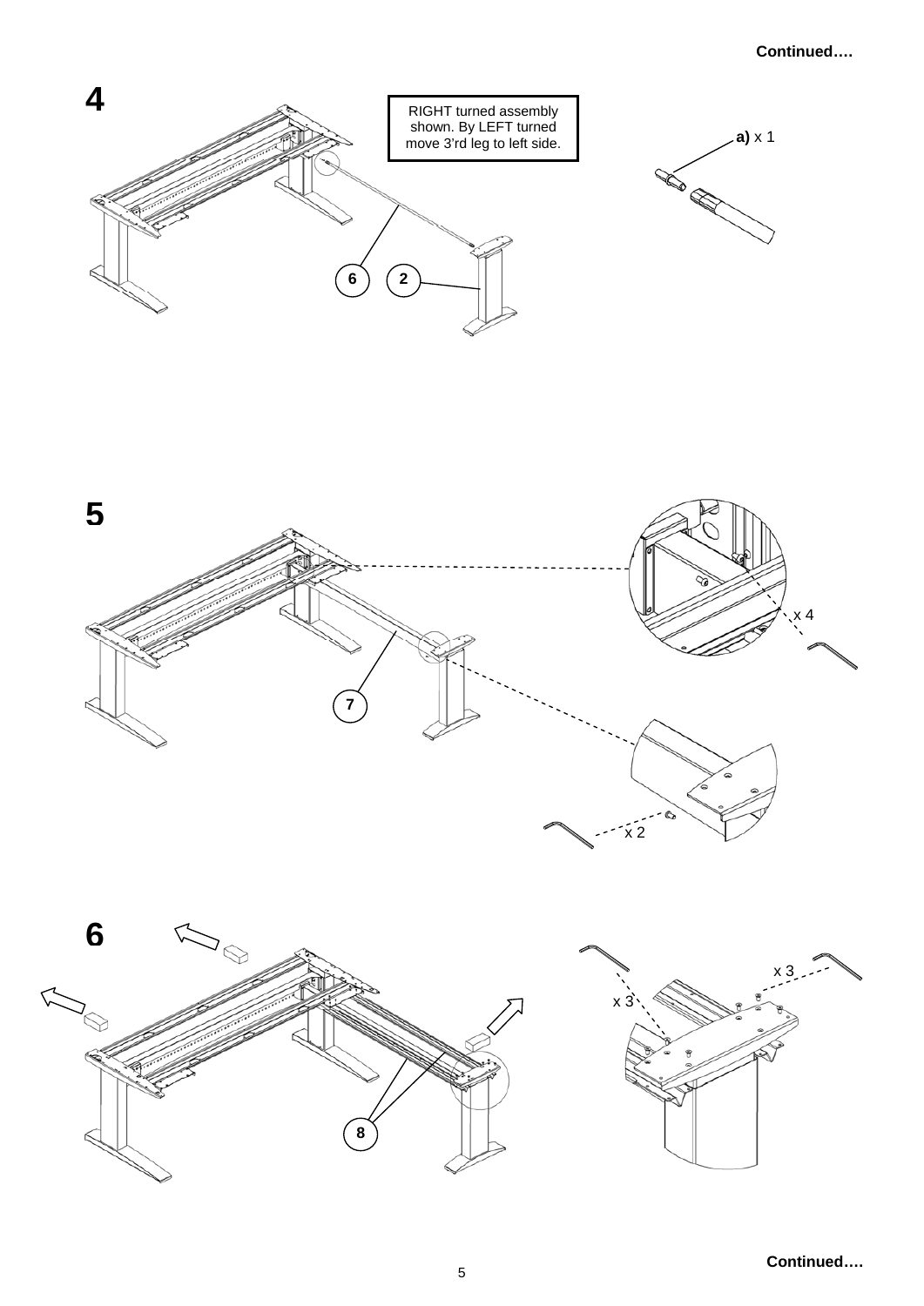Continued….

# 4

RIGHT turned assembly shown. By LEFT turned move 3'rd leg to left side.

**a)** x 1

6

2

# 5

x 4

7

x 2

# 6

x 3

x 3

8

Continued….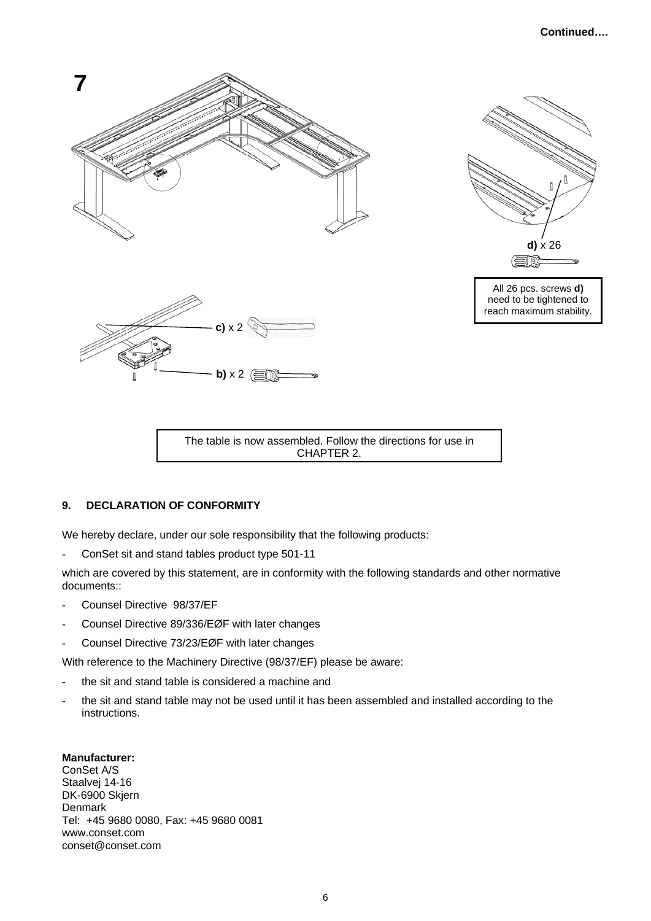Continued….

7

d) x 26

All 26 pcs. screws **d)** need to be tightened to reach maximum stability.

**c)** x 2

**b)** x 2

The table is now assembled. Follow the directions for use in CHAPTER 2.

## 9. DECLARATION OF CONFORMITY

We hereby declare, under our sole responsibility that the following products:

- ConSet sit and stand tables product type 501-11

which are covered by this statement, are in conformity with the following standards and other normative documents::

- Counsel Directive 98/37/EF
- Counsel Directive 89/336/EØF with later changes
- Counsel Directive 73/23/EØF with later changes

With reference to the Machinery Directive (98/37/EF) please be aware:

- the sit and stand table is considered a machine and
- the sit and stand table may not be used until it has been assembled and installed according to the instructions.

**Manufacturer:**
ConSet A/S
Staalvej 14-16
DK-6900 Skjern
Denmark
Tel: +45 9680 0080, Fax: +45 9680 0081
www.conset.com
conset@conset.com